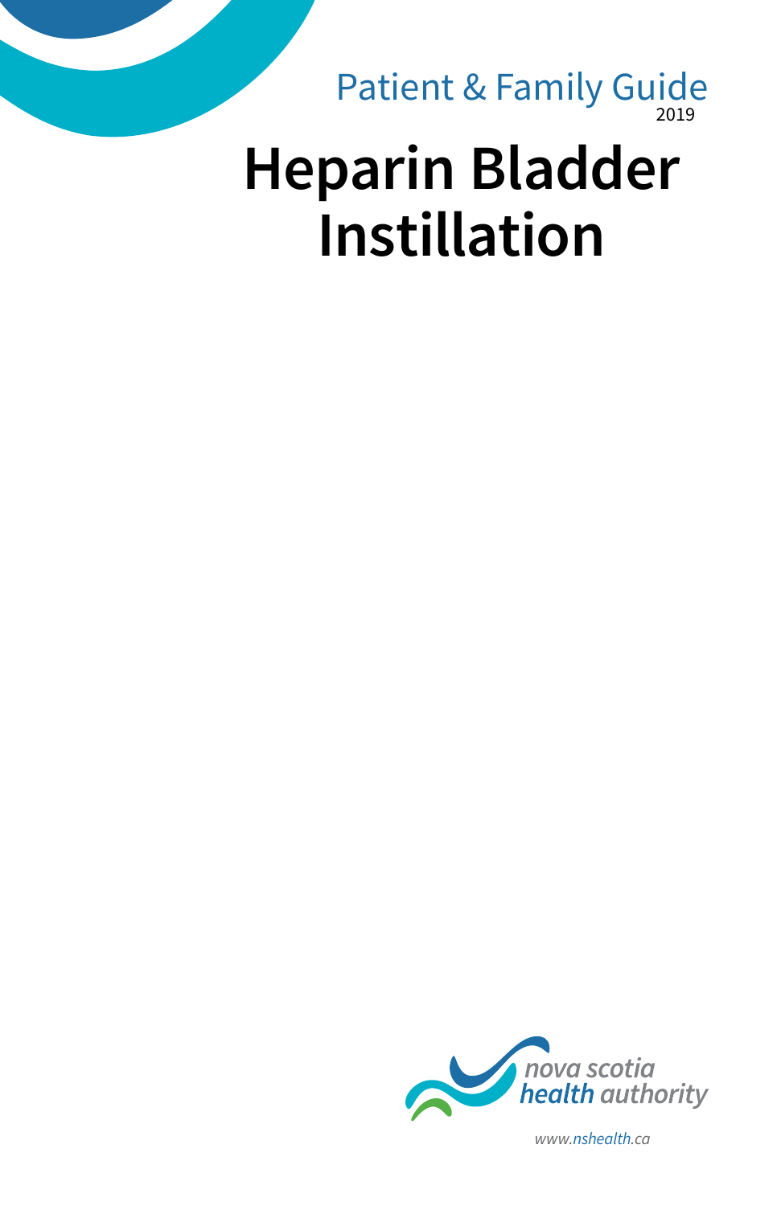Patient & Family Guide
2019

# Heparin Bladder Instillation

nova scotia
health authority

www.nshealth.ca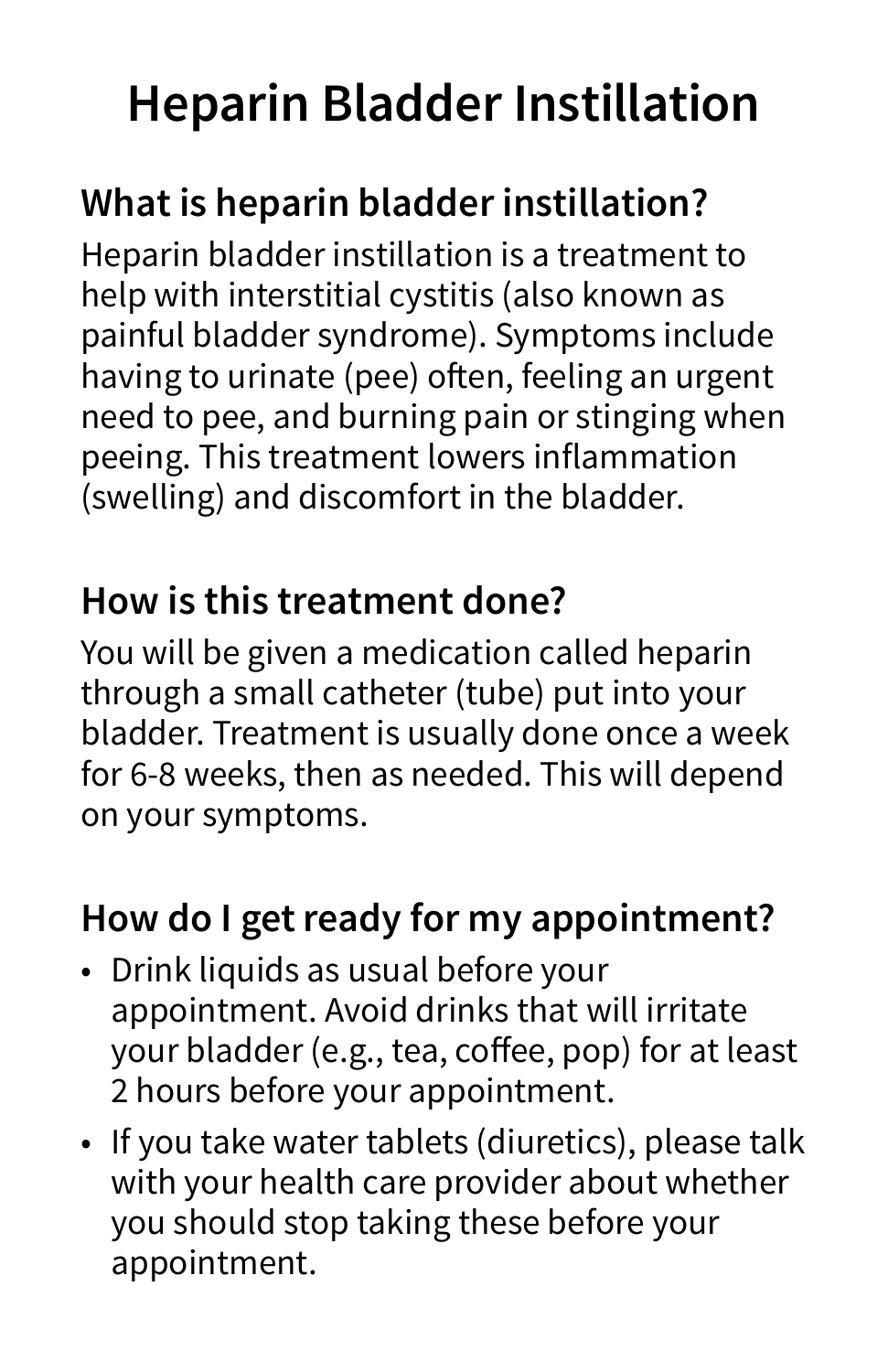# Heparin Bladder Instillation

## What is heparin bladder instillation?

Heparin bladder instillation is a treatment to help with interstitial cystitis (also known as painful bladder syndrome). Symptoms include having to urinate (pee) often, feeling an urgent need to pee, and burning pain or stinging when peeing. This treatment lowers inflammation (swelling) and discomfort in the bladder.

## How is this treatment done?

You will be given a medication called heparin through a small catheter (tube) put into your bladder. Treatment is usually done once a week for 6-8 weeks, then as needed. This will depend on your symptoms.

## How do I get ready for my appointment?

- Drink liquids as usual before your appointment. Avoid drinks that will irritate your bladder (e.g., tea, coffee, pop) for at least 2 hours before your appointment.
- If you take water tablets (diuretics), please talk with your health care provider about whether you should stop taking these before your appointment.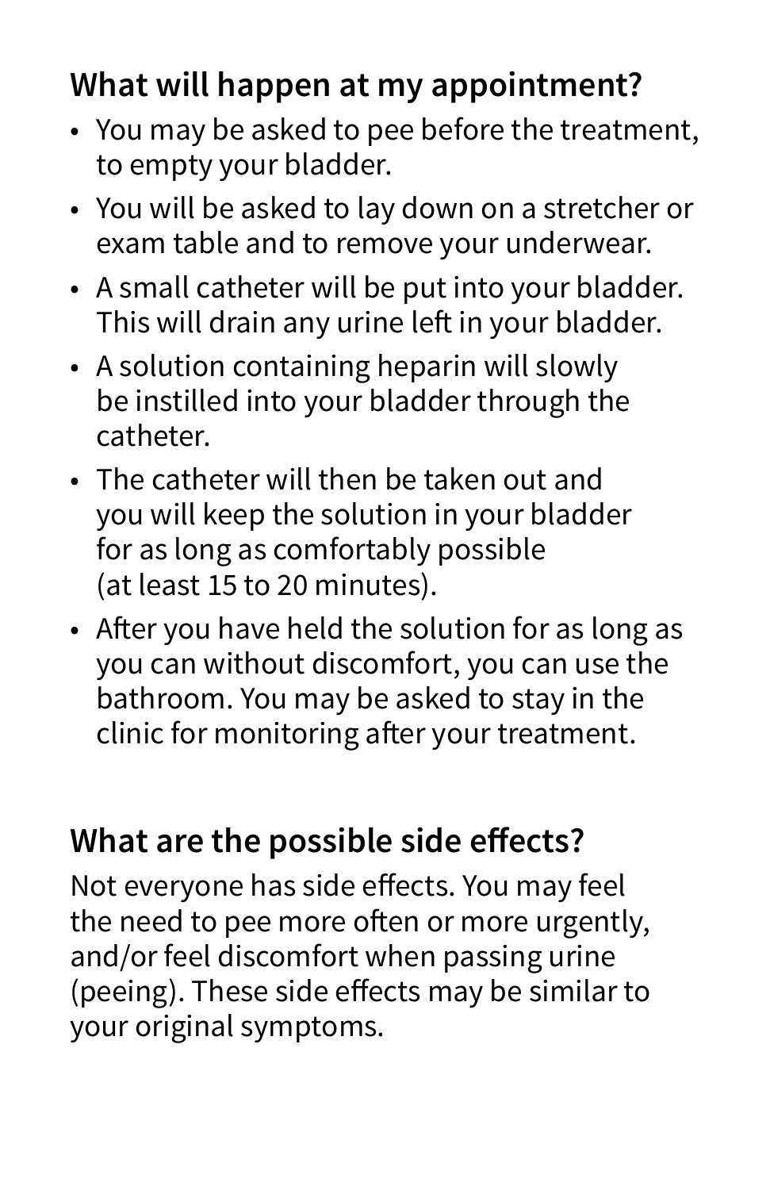## What will happen at my appointment?

- You may be asked to pee before the treatment, to empty your bladder.
- You will be asked to lay down on a stretcher or exam table and to remove your underwear.
- A small catheter will be put into your bladder. This will drain any urine left in your bladder.
- A solution containing heparin will slowly be instilled into your bladder through the catheter.
- The catheter will then be taken out and you will keep the solution in your bladder for as long as comfortably possible (at least 15 to 20 minutes).
- After you have held the solution for as long as you can without discomfort, you can use the bathroom. You may be asked to stay in the clinic for monitoring after your treatment.

## What are the possible side effects?

Not everyone has side effects. You may feel the need to pee more often or more urgently, and/or feel discomfort when passing urine (peeing). These side effects may be similar to your original symptoms.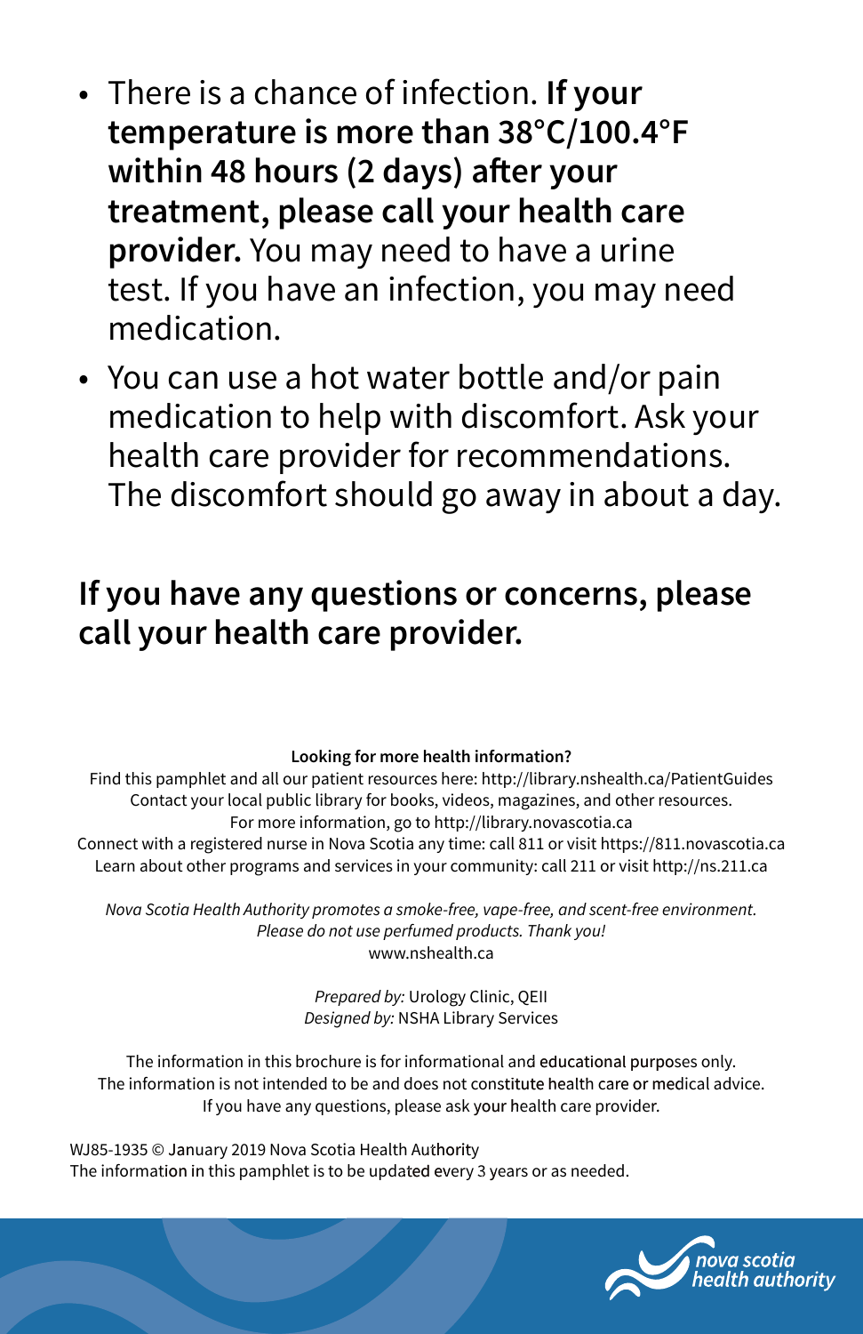- There is a chance of infection. **If your temperature is more than 38°C/100.4°F within 48 hours (2 days) after your treatment, please call your health care provider.** You may need to have a urine test. If you have an infection, you may need medication.
- You can use a hot water bottle and/or pain medication to help with discomfort. Ask your health care provider for recommendations. The discomfort should go away in about a day.

## If you have any questions or concerns, please call your health care provider.

**Looking for more health information?**

Find this pamphlet and all our patient resources here: http://library.nshealth.ca/PatientGuides

Contact your local public library for books, videos, magazines, and other resources.

For more information, go to http://library.novascotia.ca

Connect with a registered nurse in Nova Scotia any time: call 811 or visit https://811.novascotia.ca

Learn about other programs and services in your community: call 211 or visit http://ns.211.ca

*Nova Scotia Health Authority promotes a smoke-free, vape-free, and scent-free environment. Please do not use perfumed products. Thank you!*

www.nshealth.ca

*Prepared by:* Urology Clinic, QEII

*Designed by:* NSHA Library Services

The information in this brochure is for informational and educational purposes only. The information is not intended to be and does not constitute health care or medical advice. If you have any questions, please ask your health care provider.

WJ85-1935 © January 2019 Nova Scotia Health Authority

The information in this pamphlet is to be updated every 3 years or as needed.

nova scotia health authority